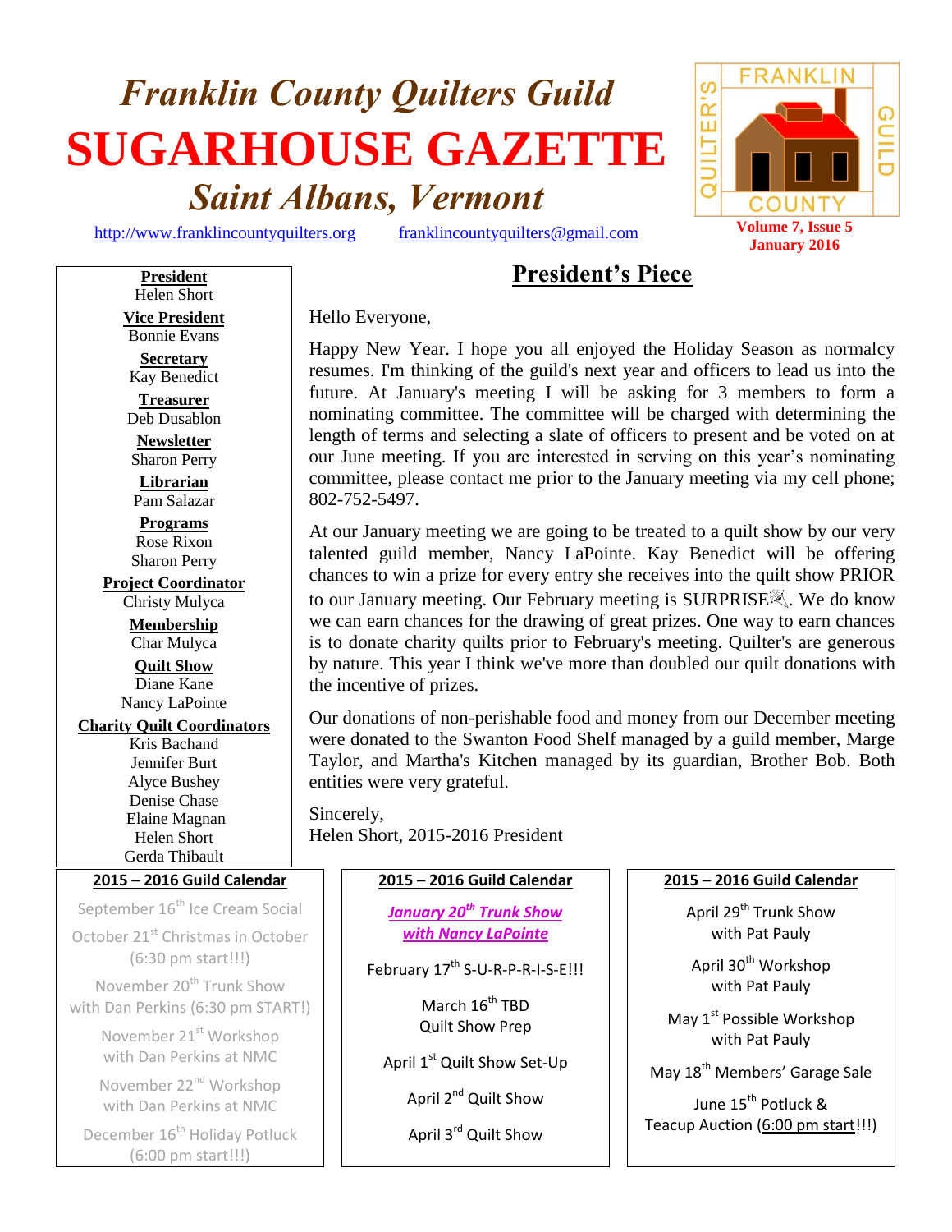# *Franklin County Quilters Guild*

# SUGARHOUSE GAZETTE

## *Saint Albans, Vermont*

http://www.franklincountyquilters.org franklincountyquilters@gmail.com

**Volume 7, Issue 5**
**January 2016**

**President**
Helen Short

**Vice President**
Bonnie Evans

**Secretary**
Kay Benedict

**Treasurer**
Deb Dusablon

**Newsletter**
Sharon Perry

**Librarian**
Pam Salazar

**Programs**
Rose Rixon
Sharon Perry

**Project Coordinator**
Christy Mulyca

**Membership**
Char Mulyca

**Quilt Show**
Diane Kane
Nancy LaPointe

**Charity Quilt Coordinators**
Kris Bachand
Jennifer Burt
Alyce Bushey
Denise Chase
Elaine Magnan
Helen Short
Gerda Thibault

## President's Piece

Hello Everyone,

Happy New Year. I hope you all enjoyed the Holiday Season as normalcy resumes. I'm thinking of the guild's next year and officers to lead us into the future. At January's meeting I will be asking for 3 members to form a nominating committee. The committee will be charged with determining the length of terms and selecting a slate of officers to present and be voted on at our June meeting. If you are interested in serving on this year's nominating committee, please contact me prior to the January meeting via my cell phone; 802-752-5497.

At our January meeting we are going to be treated to a quilt show by our very talented guild member, Nancy LaPointe. Kay Benedict will be offering chances to win a prize for every entry she receives into the quilt show PRIOR to our January meeting. Our February meeting is SURPRISE. We do know we can earn chances for the drawing of great prizes. One way to earn chances is to donate charity quilts prior to February's meeting. Quilter's are generous by nature. This year I think we've more than doubled our quilt donations with the incentive of prizes.

Our donations of non-perishable food and money from our December meeting were donated to the Swanton Food Shelf managed by a guild member, Marge Taylor, and Martha's Kitchen managed by its guardian, Brother Bob. Both entities were very grateful.

Sincerely,
Helen Short, 2015-2016 President

### 2015 – 2016 Guild Calendar

September 16th Ice Cream Social

October 21st Christmas in October (6:30 pm start!!!)

November 20th Trunk Show with Dan Perkins (6:30 pm START!)

November 21st Workshop with Dan Perkins at NMC

November 22nd Workshop with Dan Perkins at NMC

December 16th Holiday Potluck (6:00 pm start!!!)

***January 20th Trunk Show with Nancy LaPointe***

February 17th S-U-R-P-R-I-S-E!!!

March 16th TBD Quilt Show Prep

April 1st Quilt Show Set-Up

April 2nd Quilt Show

April 3rd Quilt Show

April 29th Trunk Show with Pat Pauly

April 30th Workshop with Pat Pauly

May 1st Possible Workshop with Pat Pauly

May 18th Members' Garage Sale

June 15th Potluck & Teacup Auction (6:00 pm start!!!)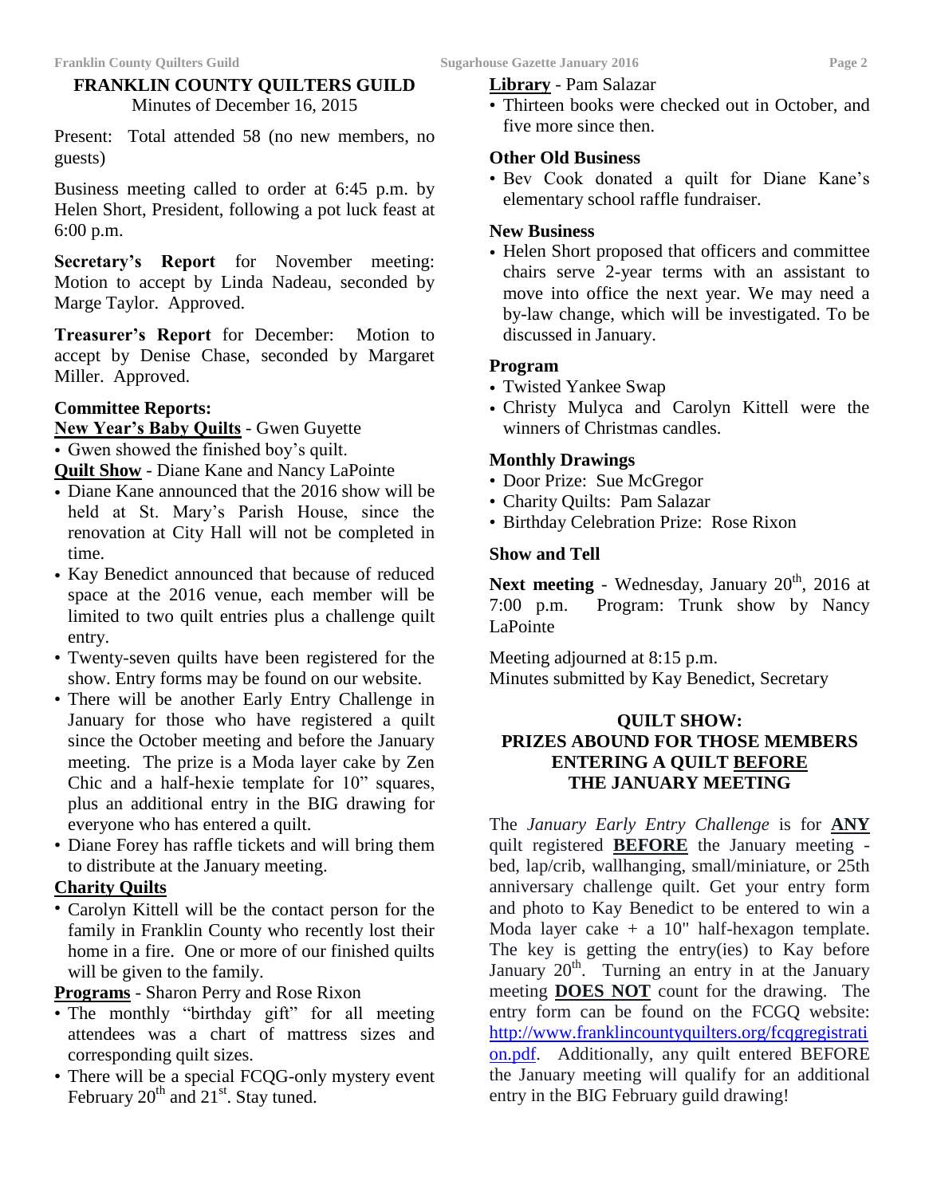## FRANKLIN COUNTY QUILTERS GUILD

Minutes of December 16, 2015

Present: Total attended 58 (no new members, no guests)

Business meeting called to order at 6:45 p.m. by Helen Short, President, following a pot luck feast at 6:00 p.m.

**Secretary's Report** for November meeting: Motion to accept by Linda Nadeau, seconded by Marge Taylor. Approved.

**Treasurer's Report** for December: Motion to accept by Denise Chase, seconded by Margaret Miller. Approved.

**Committee Reports:**

**New Year's Baby Quilts** - Gwen Guyette

- Gwen showed the finished boy's quilt.

**Quilt Show** - Diane Kane and Nancy LaPointe

- Diane Kane announced that the 2016 show will be held at St. Mary's Parish House, since the renovation at City Hall will not be completed in time.
- Kay Benedict announced that because of reduced space at the 2016 venue, each member will be limited to two quilt entries plus a challenge quilt entry.
- Twenty-seven quilts have been registered for the show. Entry forms may be found on our website.
- There will be another Early Entry Challenge in January for those who have registered a quilt since the October meeting and before the January meeting. The prize is a Moda layer cake by Zen Chic and a half-hexie template for 10" squares, plus an additional entry in the BIG drawing for everyone who has entered a quilt.
- Diane Forey has raffle tickets and will bring them to distribute at the January meeting.

**Charity Quilts**

- Carolyn Kittell will be the contact person for the family in Franklin County who recently lost their home in a fire. One or more of our finished quilts will be given to the family.

**Programs** - Sharon Perry and Rose Rixon

- The monthly "birthday gift" for all meeting attendees was a chart of mattress sizes and corresponding quilt sizes.
- There will be a special FCQG-only mystery event February 20th and 21st. Stay tuned.

**Library** - Pam Salazar

- Thirteen books were checked out in October, and five more since then.

**Other Old Business**

- Bev Cook donated a quilt for Diane Kane's elementary school raffle fundraiser.

**New Business**

- Helen Short proposed that officers and committee chairs serve 2-year terms with an assistant to move into office the next year. We may need a by-law change, which will be investigated. To be discussed in January.

**Program**

- Twisted Yankee Swap
- Christy Mulyca and Carolyn Kittell were the winners of Christmas candles.

**Monthly Drawings**

- Door Prize: Sue McGregor
- Charity Quilts: Pam Salazar
- Birthday Celebration Prize: Rose Rixon

**Show and Tell**

**Next meeting** - Wednesday, January 20th, 2016 at 7:00 p.m. Program: Trunk show by Nancy LaPointe

Meeting adjourned at 8:15 p.m.
Minutes submitted by Kay Benedict, Secretary

## QUILT SHOW: PRIZES ABOUND FOR THOSE MEMBERS ENTERING A QUILT BEFORE THE JANUARY MEETING

The *January Early Entry Challenge* is for **ANY** quilt registered **BEFORE** the January meeting - bed, lap/crib, wallhanging, small/miniature, or 25th anniversary challenge quilt. Get your entry form and photo to Kay Benedict to be entered to win a Moda layer cake + a 10" half-hexagon template. The key is getting the entry(ies) to Kay before January 20th. Turning an entry in at the January meeting **DOES NOT** count for the drawing. The entry form can be found on the FCGQ website: http://www.franklincountyquilters.org/fcqgregistration.pdf. Additionally, any quilt entered BEFORE the January meeting will qualify for an additional entry in the BIG February guild drawing!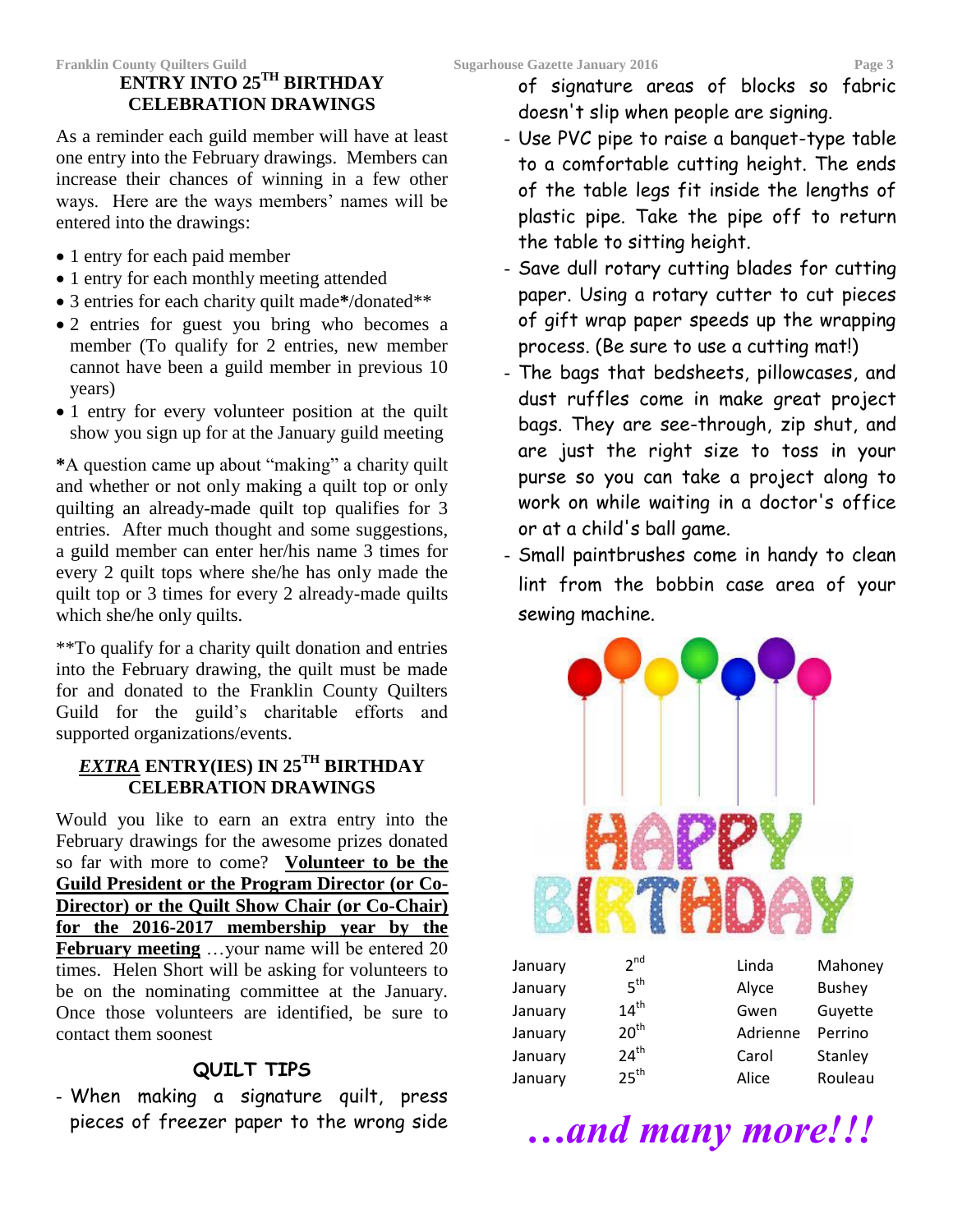## ENTRY INTO 25TH BIRTHDAY CELEBRATION DRAWINGS

As a reminder each guild member will have at least one entry into the February drawings. Members can increase their chances of winning in a few other ways. Here are the ways members' names will be entered into the drawings:

- 1 entry for each paid member
- 1 entry for each monthly meeting attended
- 3 entries for each charity quilt made*/donated**
- 2 entries for guest you bring who becomes a member (To qualify for 2 entries, new member cannot have been a guild member in previous 10 years)
- 1 entry for every volunteer position at the quilt show you sign up for at the January guild meeting

***A question came up about "making" a charity quilt and whether or not only making a quilt top or only quilting an already-made quilt top qualifies for 3 entries. After much thought and some suggestions, a guild member can enter her/his name 3 times for every 2 quilt tops where she/he has only made the quilt top or 3 times for every 2 already-made quilts which she/he only quilts.

**To qualify for a charity quilt donation and entries into the February drawing, the quilt must be made for and donated to the Franklin County Quilters Guild for the guild's charitable efforts and supported organizations/events.

## *EXTRA* ENTRY(IES) IN 25TH BIRTHDAY CELEBRATION DRAWINGS

Would you like to earn an extra entry into the February drawings for the awesome prizes donated so far with more to come? **Volunteer to be the Guild President or the Program Director (or Co-Director) or the Quilt Show Chair (or Co-Chair) for the 2016-2017 membership year by the February meeting** …your name will be entered 20 times. Helen Short will be asking for volunteers to be on the nominating committee at the January. Once those volunteers are identified, be sure to contact them soonest

## QUILT TIPS

- When making a signature quilt, press pieces of freezer paper to the wrong side of signature areas of blocks so fabric doesn't slip when people are signing.
- Use PVC pipe to raise a banquet-type table to a comfortable cutting height. The ends of the table legs fit inside the lengths of plastic pipe. Take the pipe off to return the table to sitting height.
- Save dull rotary cutting blades for cutting paper. Using a rotary cutter to cut pieces of gift wrap paper speeds up the wrapping process. (Be sure to use a cutting mat!)
- The bags that bedsheets, pillowcases, and dust ruffles come in make great project bags. They are see-through, zip shut, and are just the right size to toss in your purse so you can take a project along to work on while waiting in a doctor's office or at a child's ball game.
- Small paintbrushes come in handy to clean lint from the bobbin case area of your sewing machine.

HAPPY BIRTHDAY

| | | | |
|---|---|---|---|
| January | 2nd | Linda | Mahoney |
| January | 5th | Alyce | Bushey |
| January | 14th | Gwen | Guyette |
| January | 20th | Adrienne | Perrino |
| January | 24th | Carol | Stanley |
| January | 25th | Alice | Rouleau |

***…and many more!!!***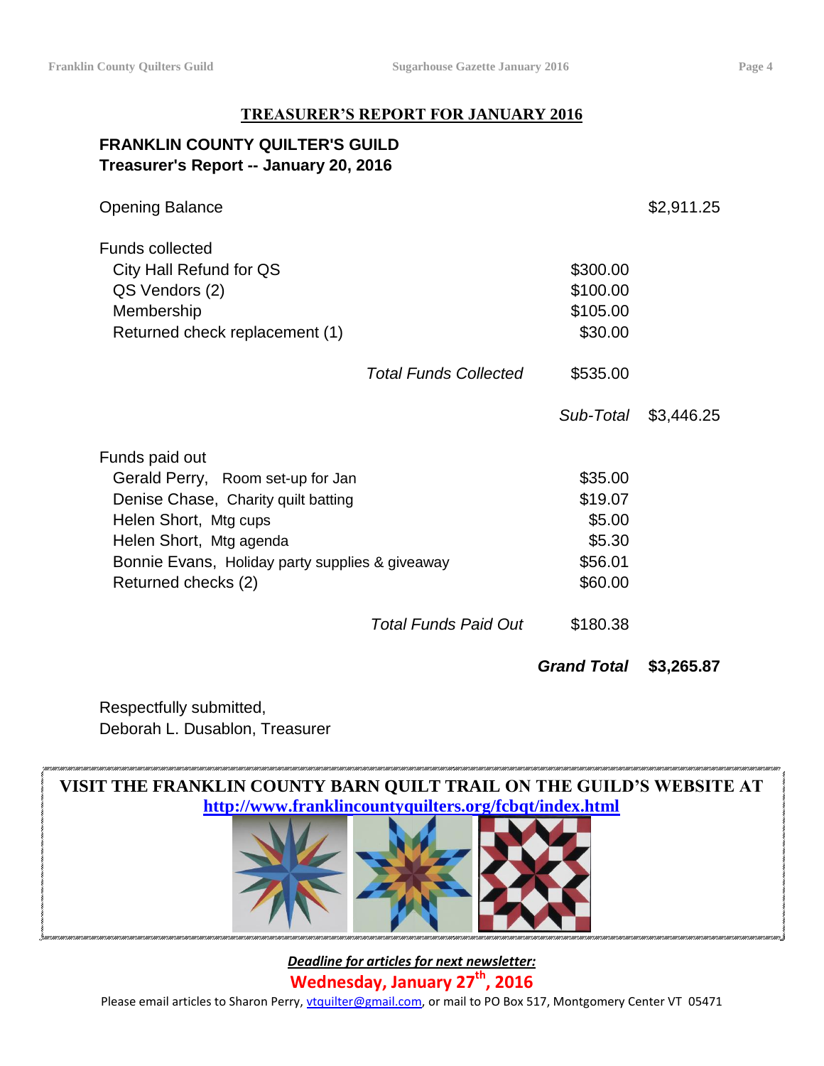## TREASURER'S REPORT FOR JANUARY 2016

**FRANKLIN COUNTY QUILTER'S GUILD**
**Treasurer's Report -- January 20, 2016**

| | | |
|---|---|---|
| Opening Balance | | $2,911.25 |
| Funds collected | | |
| City Hall Refund for QS | $300.00 | |
| QS Vendors (2) | $100.00 | |
| Membership | $105.00 | |
| Returned check replacement (1) | $30.00 | |
| *Total Funds Collected* | $535.00 | |
| | *Sub-Total* | $3,446.25 |
| Funds paid out | | |
| Gerald Perry, Room set-up for Jan | $35.00 | |
| Denise Chase, Charity quilt batting | $19.07 | |
| Helen Short, Mtg cups | $5.00 | |
| Helen Short, Mtg agenda | $5.30 | |
| Bonnie Evans, Holiday party supplies & giveaway | $56.01 | |
| Returned checks (2) | $60.00 | |
| *Total Funds Paid Out* | $180.38 | |
| | ***Grand Total*** | **$3,265.87** |

Respectfully submitted,
Deborah L. Dusablon, Treasurer

**VISIT THE FRANKLIN COUNTY BARN QUILT TRAIL ON THE GUILD'S WEBSITE AT**
**http://www.franklincountyquilters.org/fcbqt/index.html**

***Deadline for articles for next newsletter:***
**Wednesday, January 27th, 2016**
Please email articles to Sharon Perry, vtquilter@gmail.com, or mail to PO Box 517, Montgomery Center VT 05471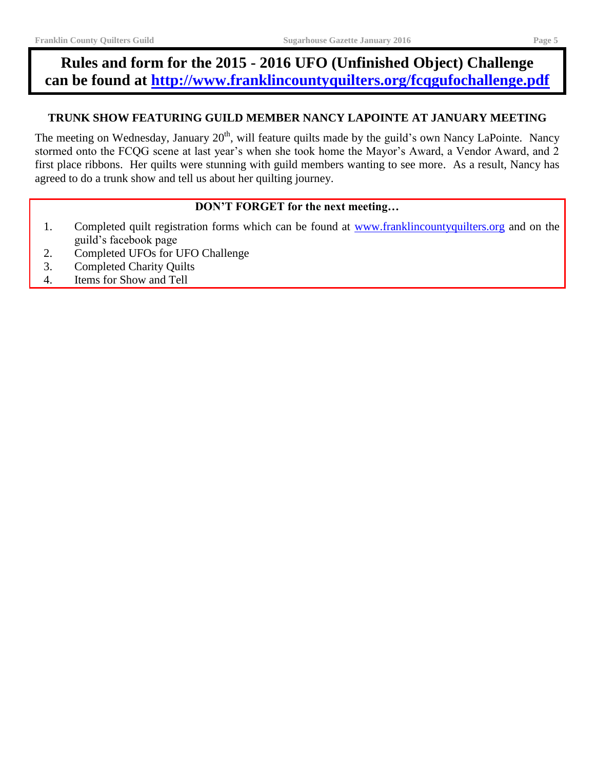# Rules and form for the 2015 - 2016 UFO (Unfinished Object) Challenge can be found at http://www.franklincountyquilters.org/fcqgufochallenge.pdf

**TRUNK SHOW FEATURING GUILD MEMBER NANCY LAPOINTE AT JANUARY MEETING**

The meeting on Wednesday, January 20th, will feature quilts made by the guild's own Nancy LaPointe. Nancy stormed onto the FCQG scene at last year's when she took home the Mayor's Award, a Vendor Award, and 2 first place ribbons. Her quilts were stunning with guild members wanting to see more. As a result, Nancy has agreed to do a trunk show and tell us about her quilting journey.

**DON'T FORGET for the next meeting…**

1. Completed quilt registration forms which can be found at www.franklincountyquilters.org and on the guild's facebook page
2. Completed UFOs for UFO Challenge
3. Completed Charity Quilts
4. Items for Show and Tell